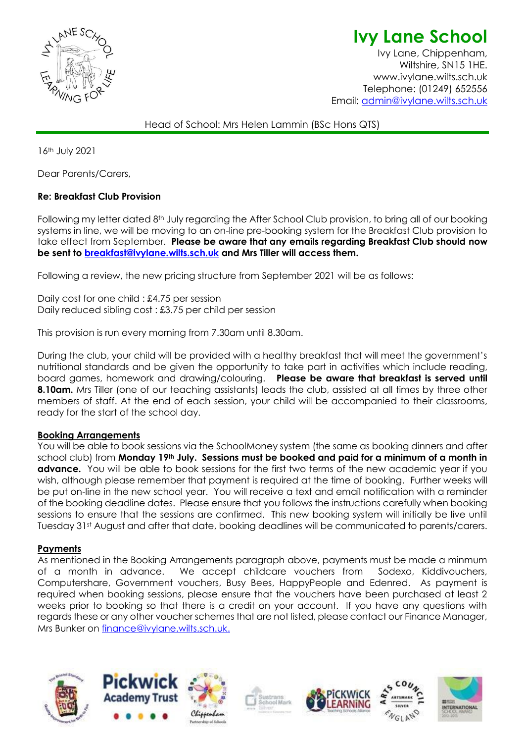# Ivy Lane School

Ivy Lane, Chippenham,
Wiltshire, SN15 1HE.
www.ivylane.wilts.sch.uk
Telephone: (01249) 652556
Email: admin@ivylane.wilts.sch.uk

Head of School: Mrs Helen Lammin (BSc Hons QTS)

16th July 2021

Dear Parents/Carers,

**Re: Breakfast Club Provision**

Following my letter dated 8th July regarding the After School Club provision, to bring all of our booking systems in line, we will be moving to an on-line pre-booking system for the Breakfast Club provision to take effect from September. **Please be aware that any emails regarding Breakfast Club should now be sent to breakfast@ivylane.wilts.sch.uk and Mrs Tiller will access them.**

Following a review, the new pricing structure from September 2021 will be as follows:

Daily cost for one child : £4.75 per session
Daily reduced sibling cost : £3.75 per child per session

This provision is run every morning from 7.30am until 8.30am.

During the club, your child will be provided with a healthy breakfast that will meet the government's nutritional standards and be given the opportunity to take part in activities which include reading, board games, homework and drawing/colouring. **Please be aware that breakfast is served until 8.10am.** Mrs Tiller (one of our teaching assistants) leads the club, assisted at all times by three other members of staff. At the end of each session, your child will be accompanied to their classrooms, ready for the start of the school day.

**Booking Arrangements**

You will be able to book sessions via the SchoolMoney system (the same as booking dinners and after school club) from **Monday 19th July. Sessions must be booked and paid for a minimum of a month in advance.** You will be able to book sessions for the first two terms of the new academic year if you wish, although please remember that payment is required at the time of booking. Further weeks will be put on-line in the new school year. You will receive a text and email notification with a reminder of the booking deadline dates. Please ensure that you follows the instructions carefully when booking sessions to ensure that the sessions are confirmed. This new booking system will initially be live until Tuesday 31st August and after that date, booking deadlines will be communicated to parents/carers.

**Payments**

As mentioned in the Booking Arrangements paragraph above, payments must be made a minmum of a month in advance. We accept childcare vouchers from Sodexo, Kiddivouchers, Computershare, Government vouchers, Busy Bees, HappyPeople and Edenred. As payment is required when booking sessions, please ensure that the vouchers have been purchased at least 2 weeks prior to booking so that there is a credit on your account. If you have any questions with regards these or any other voucher schemes that are not listed, please contact our Finance Manager, Mrs Bunker on finance@ivylane.wilts.sch.uk.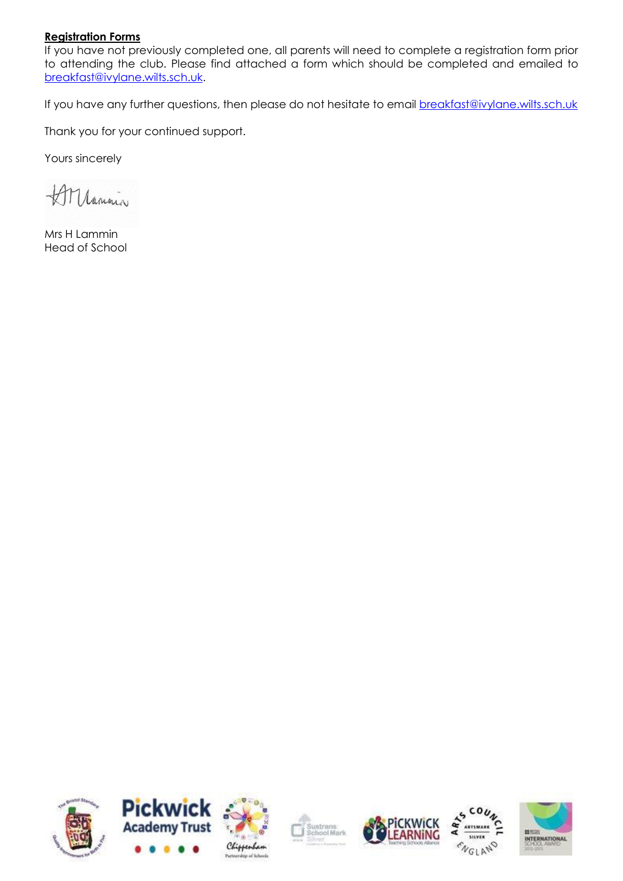**Registration Forms**

If you have not previously completed one, all parents will need to complete a registration form prior to attending the club. Please find attached a form which should be completed and emailed to breakfast@ivylane.wilts.sch.uk.

If you have any further questions, then please do not hesitate to email breakfast@ivylane.wilts.sch.uk

Thank you for your continued support.

Yours sincerely

Mrs H Lammin
Head of School